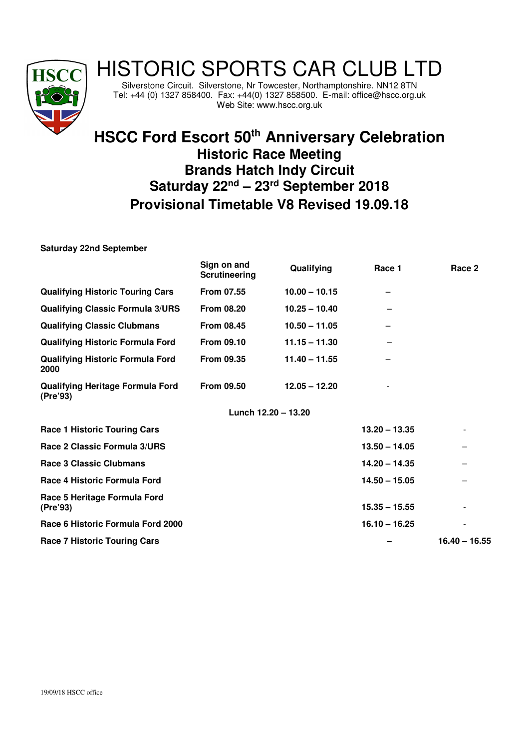# HISTORIC SPORTS CAR CLUB LTD

Silverstone Circuit. Silverstone, Nr Towcester, Northamptonshire. NN12 8TN
Tel: +44 (0) 1327 858400. Fax: +44(0) 1327 858500. E-mail: office@hscc.org.uk
Web Site: www.hscc.org.uk

## HSCC Ford Escort 50th Anniversary Celebration
## Historic Race Meeting
## Brands Hatch Indy Circuit
## Saturday 22nd – 23rd September 2018
## Provisional Timetable V8 Revised 19.09.18

**Saturday 22nd September**

| | Sign on and Scrutineering | Qualifying | Race 1 | Race 2 |
|---|---|---|---|---|
| **Qualifying Historic Touring Cars** | **From 07.55** | **10.00 – 10.15** | – | |
| **Qualifying Classic Formula 3/URS** | **From 08.20** | **10.25 – 10.40** | – | |
| **Qualifying Classic Clubmans** | **From 08.45** | **10.50 – 11.05** | – | |
| **Qualifying Historic Formula Ford** | **From 09.10** | **11.15 – 11.30** | – | |
| **Qualifying Historic Formula Ford 2000** | **From 09.35** | **11.40 – 11.55** | – | |
| **Qualifying Heritage Formula Ford (Pre'93)** | **From 09.50** | **12.05 – 12.20** | - | |
| | | **Lunch 12.20 – 13.20** | | |
| **Race 1 Historic Touring Cars** | | | **13.20 – 13.35** | - |
| **Race 2 Classic Formula 3/URS** | | | **13.50 – 14.05** | – |
| **Race 3 Classic Clubmans** | | | **14.20 – 14.35** | – |
| **Race 4 Historic Formula Ford** | | | **14.50 – 15.05** | – |
| **Race 5 Heritage Formula Ford (Pre'93)** | | | **15.35 – 15.55** | - |
| **Race 6 Historic Formula Ford 2000** | | | **16.10 – 16.25** | - |
| **Race 7 Historic Touring Cars** | | | **–** | **16.40 – 16.55** |

19/09/18 HSCC office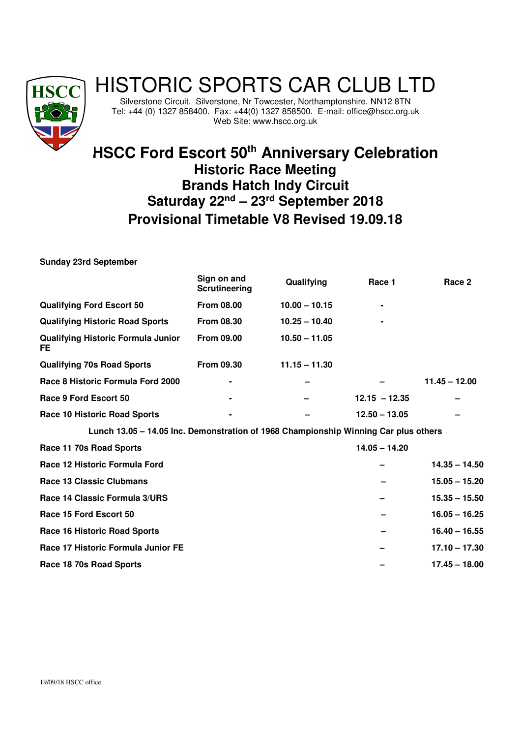# HISTORIC SPORTS CAR CLUB LTD

Silverstone Circuit. Silverstone, Nr Towcester, Northamptonshire. NN12 8TN
Tel: +44 (0) 1327 858400. Fax: +44(0) 1327 858500. E-mail: office@hscc.org.uk
Web Site: www.hscc.org.uk

## HSCC Ford Escort 50th Anniversary Celebration
## Historic Race Meeting
## Brands Hatch Indy Circuit
## Saturday 22nd – 23rd September 2018
## Provisional Timetable V8 Revised 19.09.18

**Sunday 23rd September**

| | Sign on and Scrutineering | Qualifying | Race 1 | Race 2 |
|---|---|---|---|---|
| **Qualifying Ford Escort 50** | **From 08.00** | **10.00 – 10.15** | **-** | |
| **Qualifying Historic Road Sports** | **From 08.30** | **10.25 – 10.40** | **-** | |
| **Qualifying Historic Formula Junior FE** | **From 09.00** | **10.50 – 11.05** | | |
| **Qualifying 70s Road Sports** | **From 09.30** | **11.15 – 11.30** | | |
| **Race 8 Historic Formula Ford 2000** | **-** | **–** | **–** | **11.45 – 12.00** |
| **Race 9 Ford Escort 50** | **-** | **–** | **12.15 – 12.35** | **–** |
| **Race 10 Historic Road Sports** | **-** | **–** | **12.50 – 13.05** | **–** |
| **Lunch 13.05 – 14.05 Inc. Demonstration of 1968 Championship Winning Car plus others** | | | | |
| **Race 11 70s Road Sports** | | | **14.05 – 14.20** | |
| **Race 12 Historic Formula Ford** | | | **–** | **14.35 – 14.50** |
| **Race 13 Classic Clubmans** | | | **–** | **15.05 – 15.20** |
| **Race 14 Classic Formula 3/URS** | | | **–** | **15.35 – 15.50** |
| **Race 15 Ford Escort 50** | | | **–** | **16.05 – 16.25** |
| **Race 16 Historic Road Sports** | | | **–** | **16.40 – 16.55** |
| **Race 17 Historic Formula Junior FE** | | | **–** | **17.10 – 17.30** |
| **Race 18 70s Road Sports** | | | **–** | **17.45 – 18.00** |

19/09/18 HSCC office